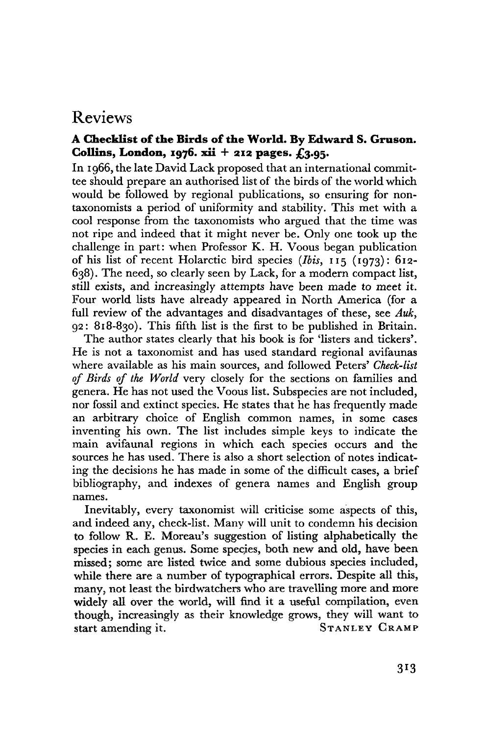# Reviews

**A Checklist of the Birds of the World. By Edward S. Gruson. Collins, London, 1976. xii + 212 pages. £3.95.**

In 1966, the late David Lack proposed that an international committee should prepare an authorised list of the birds of the world which would be followed by regional publications, so ensuring for non-taxonomists a period of uniformity and stability. This met with a cool response from the taxonomists who argued that the time was not ripe and indeed that it might never be. Only one took up the challenge in part: when Professor K. H. Voous began publication of his list of recent Holarctic bird species (*Ibis*, 115 (1973): 612-638). The need, so clearly seen by Lack, for a modern compact list, still exists, and increasingly attempts have been made to meet it. Four world lists have already appeared in North America (for a full review of the advantages and disadvantages of these, see *Auk*, 92: 818-830). This fifth list is the first to be published in Britain.

The author states clearly that his book is for 'listers and tickers'. He is not a taxonomist and has used standard regional avifaunas where available as his main sources, and followed Peters' *Check-list of Birds of the World* very closely for the sections on families and genera. He has not used the Voous list. Subspecies are not included, nor fossil and extinct species. He states that he has frequently made an arbitrary choice of English common names, in some cases inventing his own. The list includes simple keys to indicate the main avifaunal regions in which each species occurs and the sources he has used. There is also a short selection of notes indicating the decisions he has made in some of the difficult cases, a brief bibliography, and indexes of genera names and English group names.

Inevitably, every taxonomist will criticise some aspects of this, and indeed any, check-list. Many will unit to condemn his decision to follow R. E. Moreau's suggestion of listing alphabetically the species in each genus. Some species, both new and old, have been missed; some are listed twice and some dubious species included, while there are a number of typographical errors. Despite all this, many, not least the birdwatchers who are travelling more and more widely all over the world, will find it a useful compilation, even though, increasingly as their knowledge grows, they will want to start amending it.

STANLEY CRAMP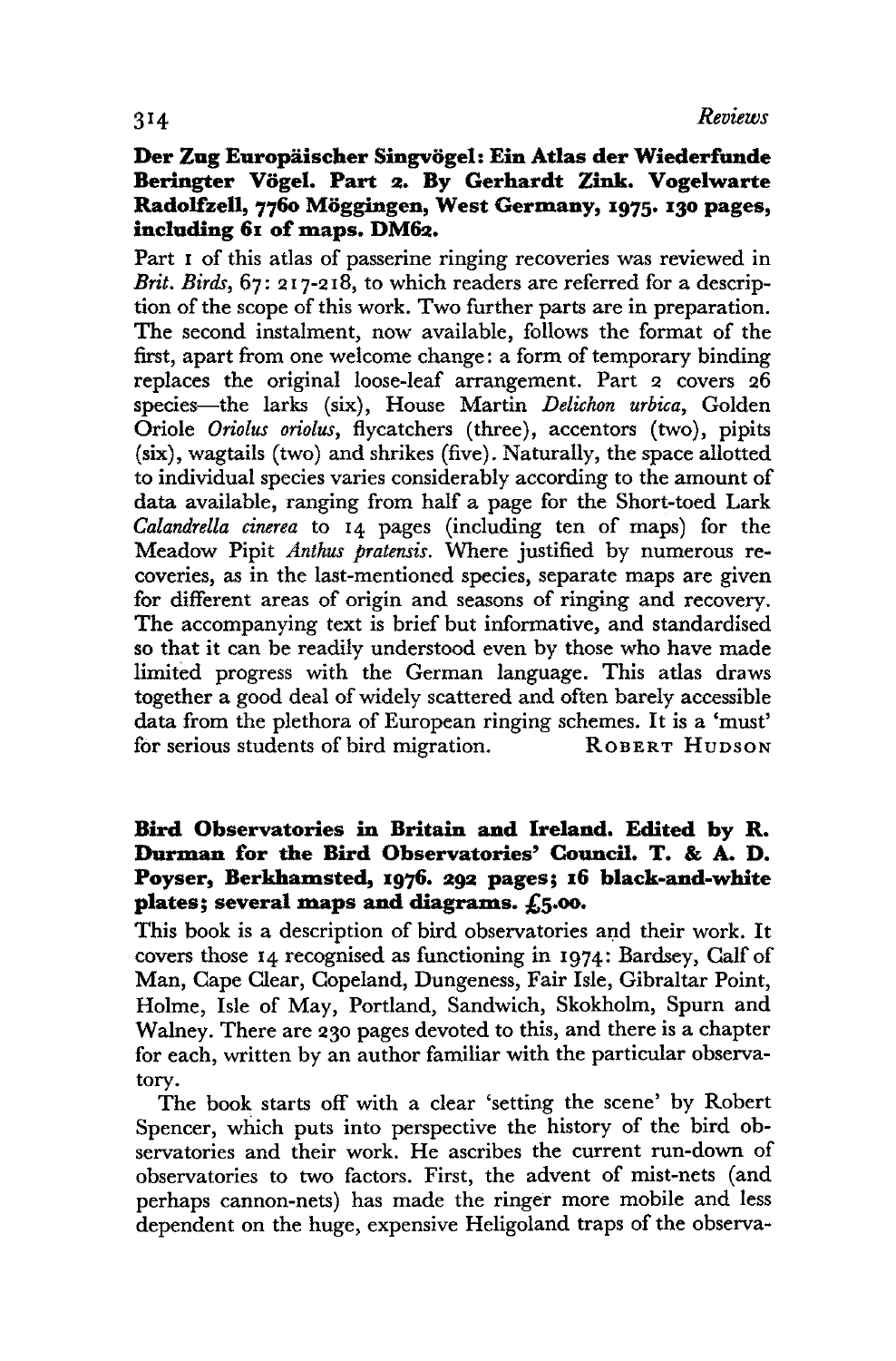**Der Zug Europäischer Singvögel: Ein Atlas der Wiederfunde Beringter Vögel. Part 2. By Gerhardt Zink. Vogelwarte Radolfzell, 7760 Möggingen, West Germany, 1975. 130 pages, including 61 of maps. DM62.**

Part 1 of this atlas of passerine ringing recoveries was reviewed in *Brit. Birds*, 67: 217-218, to which readers are referred for a description of the scope of this work. Two further parts are in preparation. The second instalment, now available, follows the format of the first, apart from one welcome change: a form of temporary binding replaces the original loose-leaf arrangement. Part 2 covers 26 species—the larks (six), House Martin *Delichon urbica*, Golden Oriole *Oriolus oriolus*, flycatchers (three), accentors (two), pipits (six), wagtails (two) and shrikes (five). Naturally, the space allotted to individual species varies considerably according to the amount of data available, ranging from half a page for the Short-toed Lark *Calandrella cinerea* to 14 pages (including ten of maps) for the Meadow Pipit *Anthus pratensis*. Where justified by numerous recoveries, as in the last-mentioned species, separate maps are given for different areas of origin and seasons of ringing and recovery. The accompanying text is brief but informative, and standardised so that it can be readily understood even by those who have made limited progress with the German language. This atlas draws together a good deal of widely scattered and often barely accessible data from the plethora of European ringing schemes. It is a 'must' for serious students of bird migration. ROBERT HUDSON

**Bird Observatories in Britain and Ireland. Edited by R. Durman for the Bird Observatories' Council. T. & A. D. Poyser, Berkhamsted, 1976. 292 pages; 16 black-and-white plates; several maps and diagrams. £5.00.**

This book is a description of bird observatories and their work. It covers those 14 recognised as functioning in 1974: Bardsey, Calf of Man, Cape Clear, Copeland, Dungeness, Fair Isle, Gibraltar Point, Holme, Isle of May, Portland, Sandwich, Skokholm, Spurn and Walney. There are 230 pages devoted to this, and there is a chapter for each, written by an author familiar with the particular observatory.

The book starts off with a clear 'setting the scene' by Robert Spencer, which puts into perspective the history of the bird observatories and their work. He ascribes the current run-down of observatories to two factors. First, the advent of mist-nets (and perhaps cannon-nets) has made the ringer more mobile and less dependent on the huge, expensive Heligoland traps of the observa-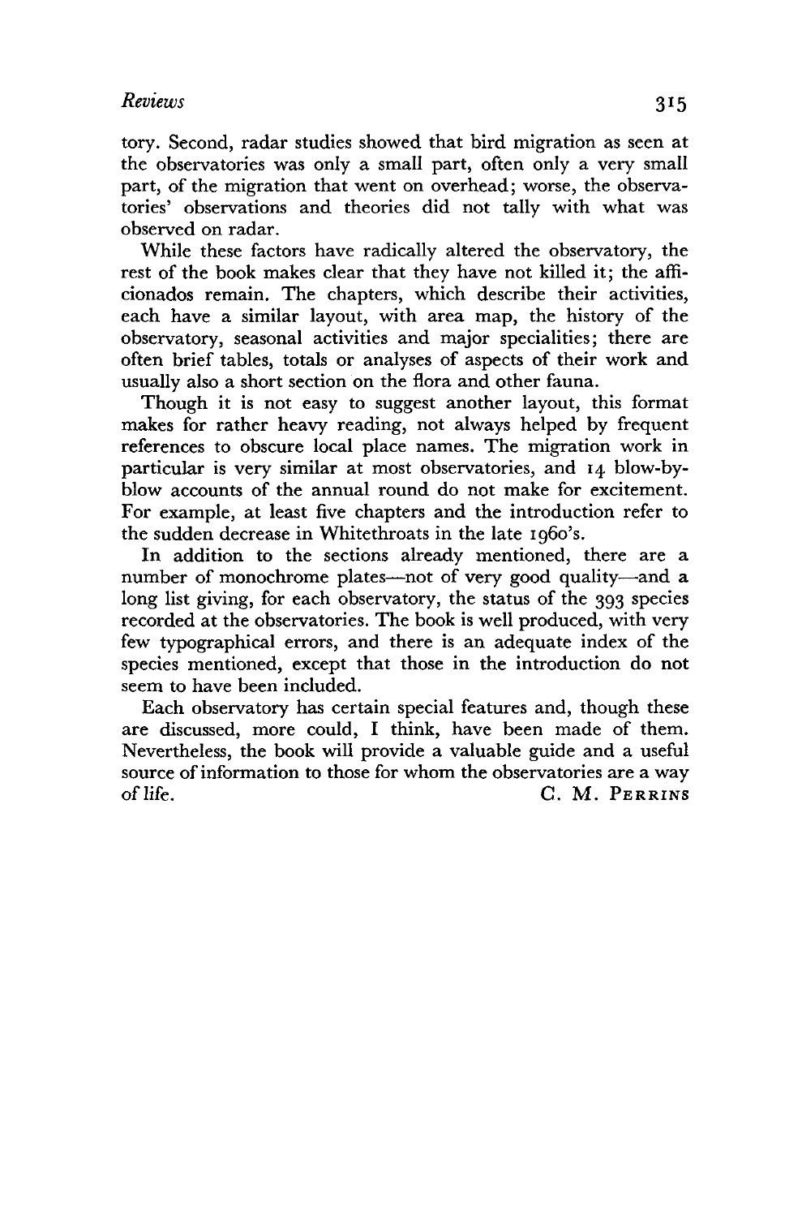tory. Second, radar studies showed that bird migration as seen at the observatories was only a small part, often only a very small part, of the migration that went on overhead; worse, the observatories' observations and theories did not tally with what was observed on radar.

While these factors have radically altered the observatory, the rest of the book makes clear that they have not killed it; the afficionados remain. The chapters, which describe their activities, each have a similar layout, with area map, the history of the observatory, seasonal activities and major specialities; there are often brief tables, totals or analyses of aspects of their work and usually also a short section on the flora and other fauna.

Though it is not easy to suggest another layout, this format makes for rather heavy reading, not always helped by frequent references to obscure local place names. The migration work in particular is very similar at most observatories, and 14 blow-by-blow accounts of the annual round do not make for excitement. For example, at least five chapters and the introduction refer to the sudden decrease in Whitethroats in the late 1960's.

In addition to the sections already mentioned, there are a number of monochrome plates—not of very good quality—and a long list giving, for each observatory, the status of the 393 species recorded at the observatories. The book is well produced, with very few typographical errors, and there is an adequate index of the species mentioned, except that those in the introduction do not seem to have been included.

Each observatory has certain special features and, though these are discussed, more could, I think, have been made of them. Nevertheless, the book will provide a valuable guide and a useful source of information to those for whom the observatories are a way of life.

C. M. Perrins